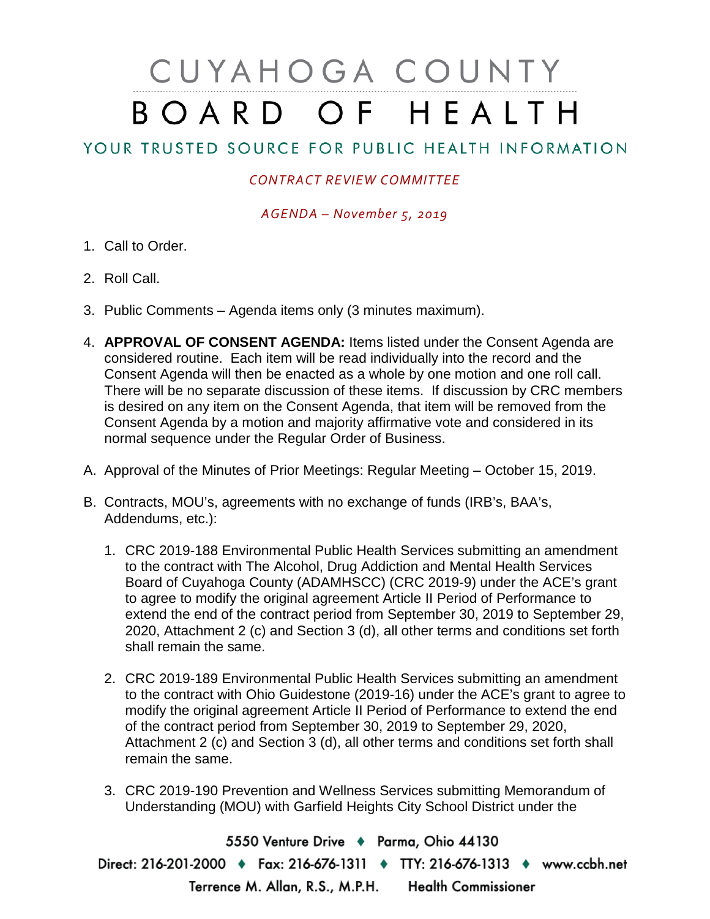# CUYAHOGA COUNTY BOARD OF HEALTH

YOUR TRUSTED SOURCE FOR PUBLIC HEALTH INFORMATION

*CONTRACT REVIEW COMMITTEE*

*AGENDA – November 5, 2019*

1. Call to Order.
2. Roll Call.
3. Public Comments – Agenda items only (3 minutes maximum).
4. **APPROVAL OF CONSENT AGENDA:** Items listed under the Consent Agenda are considered routine. Each item will be read individually into the record and the Consent Agenda will then be enacted as a whole by one motion and one roll call. There will be no separate discussion of these items. If discussion by CRC members is desired on any item on the Consent Agenda, that item will be removed from the Consent Agenda by a motion and majority affirmative vote and considered in its normal sequence under the Regular Order of Business.

A. Approval of the Minutes of Prior Meetings: Regular Meeting – October 15, 2019.

B. Contracts, MOU's, agreements with no exchange of funds (IRB's, BAA's, Addendums, etc.):

1. CRC 2019-188 Environmental Public Health Services submitting an amendment to the contract with The Alcohol, Drug Addiction and Mental Health Services Board of Cuyahoga County (ADAMHSCC) (CRC 2019-9) under the ACE's grant to agree to modify the original agreement Article II Period of Performance to extend the end of the contract period from September 30, 2019 to September 29, 2020, Attachment 2 (c) and Section 3 (d), all other terms and conditions set forth shall remain the same.

2. CRC 2019-189 Environmental Public Health Services submitting an amendment to the contract with Ohio Guidestone (2019-16) under the ACE's grant to agree to modify the original agreement Article II Period of Performance to extend the end of the contract period from September 30, 2019 to September 29, 2020, Attachment 2 (c) and Section 3 (d), all other terms and conditions set forth shall remain the same.

3. CRC 2019-190 Prevention and Wellness Services submitting Memorandum of Understanding (MOU) with Garfield Heights City School District under the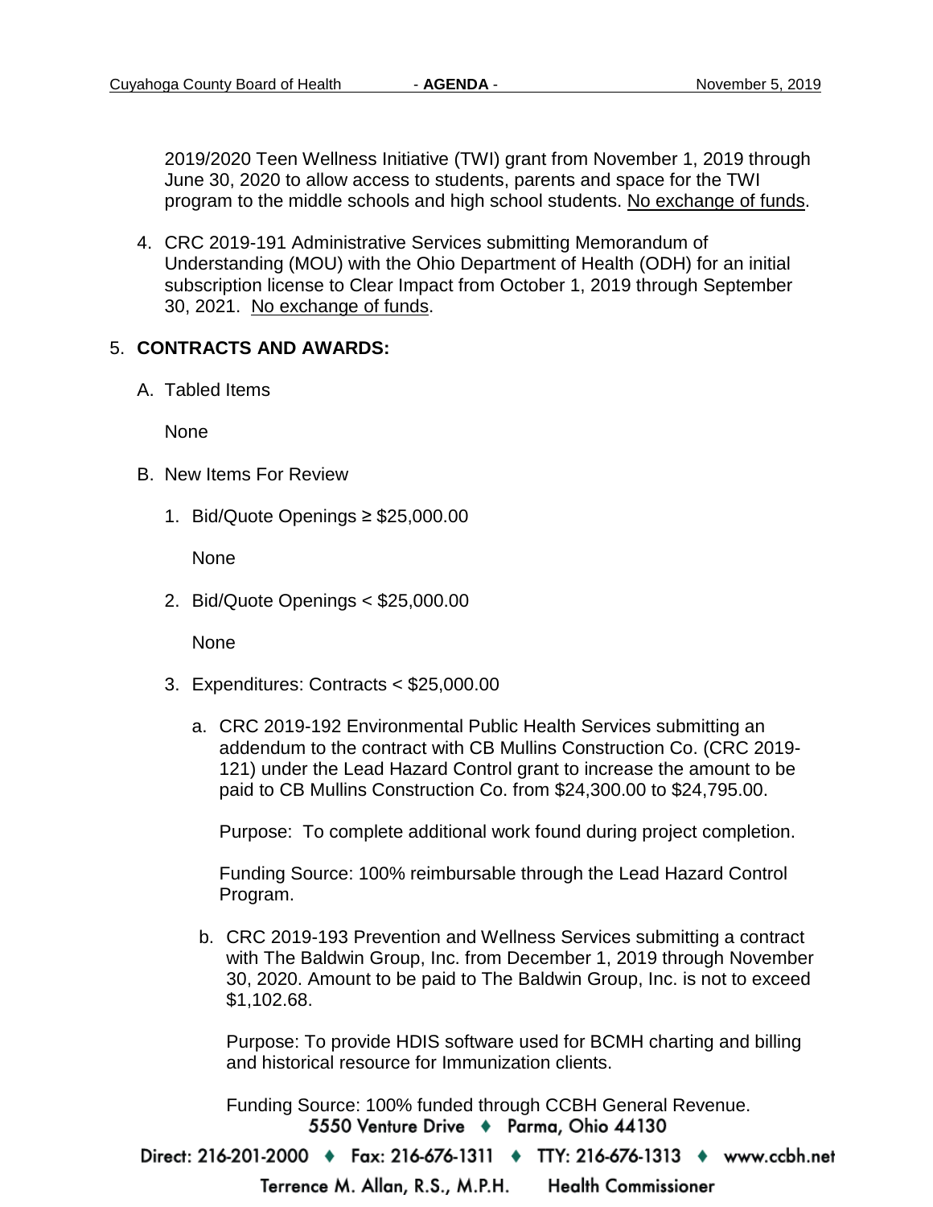2019/2020 Teen Wellness Initiative (TWI) grant from November 1, 2019 through June 30, 2020 to allow access to students, parents and space for the TWI program to the middle schools and high school students. No exchange of funds.

4. CRC 2019-191 Administrative Services submitting Memorandum of Understanding (MOU) with the Ohio Department of Health (ODH) for an initial subscription license to Clear Impact from October 1, 2019 through September 30, 2021. No exchange of funds.

5. **CONTRACTS AND AWARDS:**

   A. Tabled Items

      None

   B. New Items For Review

      1. Bid/Quote Openings ≥ $25,000.00

         None

      2. Bid/Quote Openings < $25,000.00

         None

      3. Expenditures: Contracts < $25,000.00

         a. CRC 2019-192 Environmental Public Health Services submitting an addendum to the contract with CB Mullins Construction Co. (CRC 2019-121) under the Lead Hazard Control grant to increase the amount to be paid to CB Mullins Construction Co. from $24,300.00 to $24,795.00.

            Purpose: To complete additional work found during project completion.

            Funding Source: 100% reimbursable through the Lead Hazard Control Program.

         b. CRC 2019-193 Prevention and Wellness Services submitting a contract with The Baldwin Group, Inc. from December 1, 2019 through November 30, 2020. Amount to be paid to The Baldwin Group, Inc. is not to exceed $1,102.68.

            Purpose: To provide HDIS software used for BCMH charting and billing and historical resource for Immunization clients.

            Funding Source: 100% funded through CCBH General Revenue.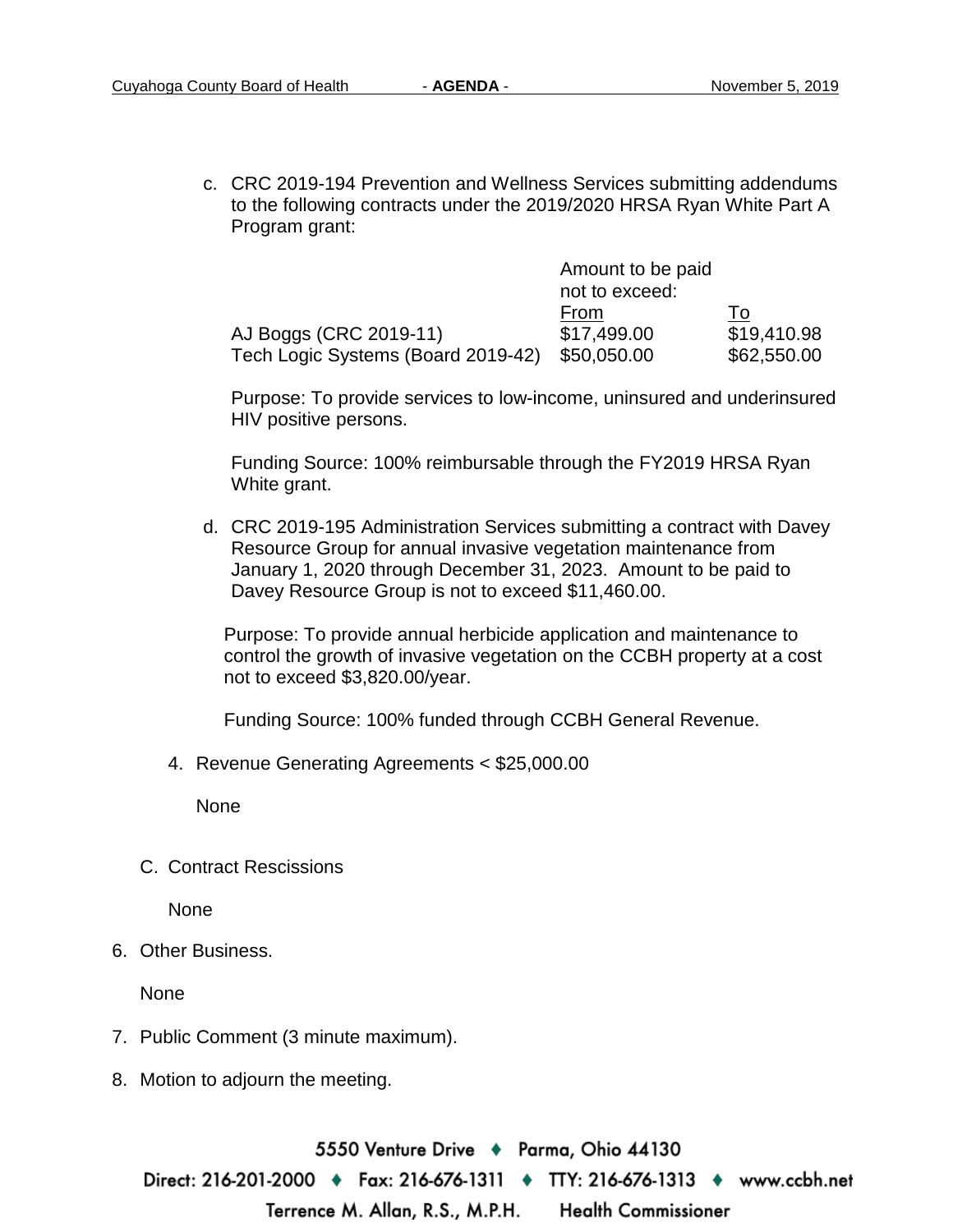c. CRC 2019-194 Prevention and Wellness Services submitting addendums to the following contracts under the 2019/2020 HRSA Ryan White Part A Program grant:

| | Amount to be paid not to exceed: From | To |
|---|---|---|
| AJ Boggs (CRC 2019-11) | $17,499.00 | $19,410.98 |
| Tech Logic Systems (Board 2019-42) | $50,050.00 | $62,550.00 |

Purpose: To provide services to low-income, uninsured and underinsured HIV positive persons.

Funding Source: 100% reimbursable through the FY2019 HRSA Ryan White grant.

d. CRC 2019-195 Administration Services submitting a contract with Davey Resource Group for annual invasive vegetation maintenance from January 1, 2020 through December 31, 2023. Amount to be paid to Davey Resource Group is not to exceed $11,460.00.

Purpose: To provide annual herbicide application and maintenance to control the growth of invasive vegetation on the CCBH property at a cost not to exceed $3,820.00/year.

Funding Source: 100% funded through CCBH General Revenue.

4. Revenue Generating Agreements < $25,000.00

None

C. Contract Rescissions

None

6. Other Business.

None

7. Public Comment (3 minute maximum).

8. Motion to adjourn the meeting.